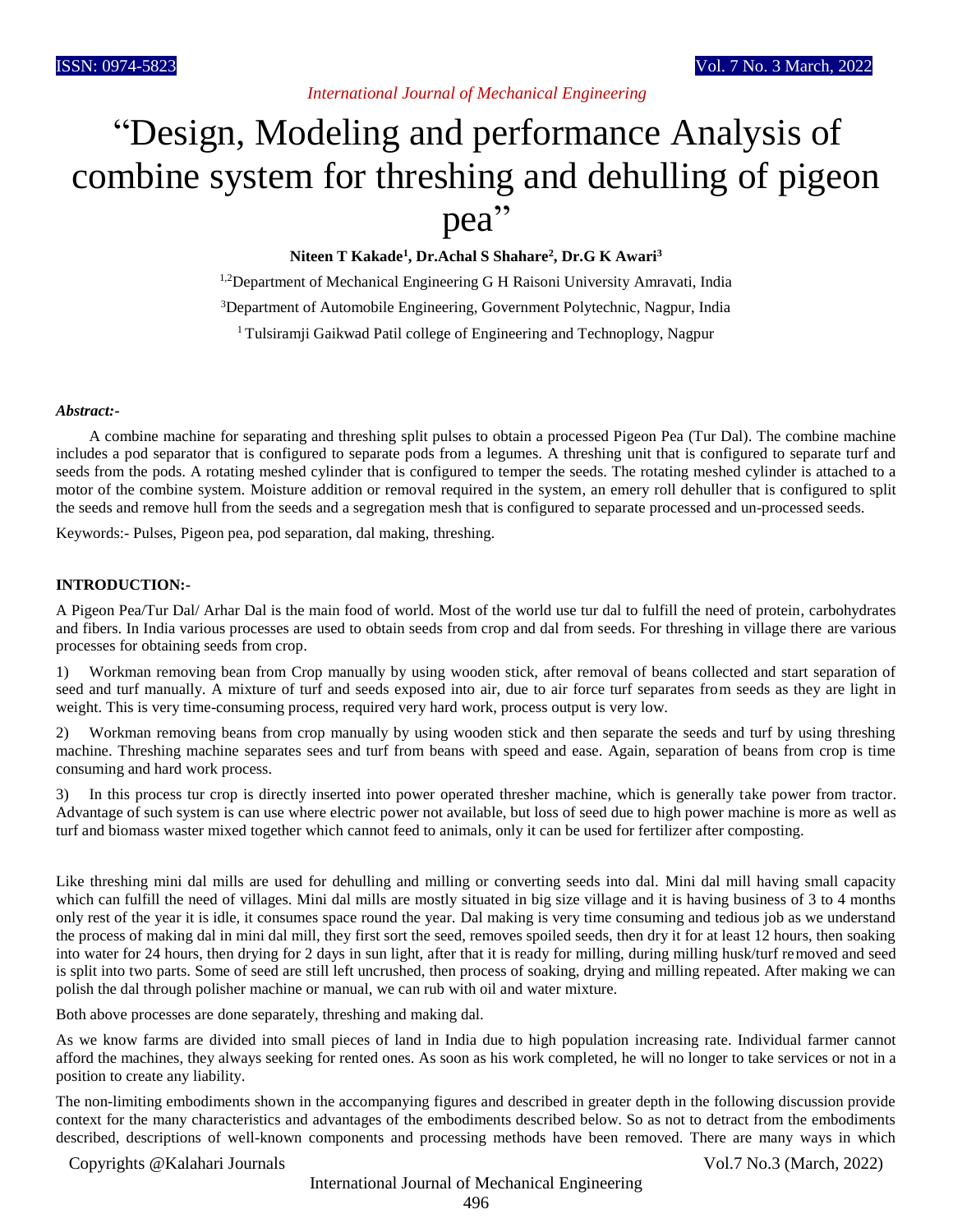# "Design, Modeling and performance Analysis of combine system for threshing and dehulling of pigeon pea"

**Niteen T Kakade[1], Dr.Achal S Shahare[2], Dr.G K Awari[3]**

[1,2]Department of Mechanical Engineering G H Raisoni University Amravati, India

[3]Department of Automobile Engineering, Government Polytechnic, Nagpur, India

[1]Tulsiramji Gaikwad Patil college of Engineering and Technoplogy, Nagpur

***Abstract:-***

A combine machine for separating and threshing split pulses to obtain a processed Pigeon Pea (Tur Dal). The combine machine includes a pod separator that is configured to separate pods from a legumes. A threshing unit that is configured to separate turf and seeds from the pods. A rotating meshed cylinder that is configured to temper the seeds. The rotating meshed cylinder is attached to a motor of the combine system. Moisture addition or removal required in the system, an emery roll dehuller that is configured to split the seeds and remove hull from the seeds and a segregation mesh that is configured to separate processed and un-processed seeds.

Keywords:- Pulses, Pigeon pea, pod separation, dal making, threshing.

**INTRODUCTION:-**

A Pigeon Pea/Tur Dal/ Arhar Dal is the main food of world. Most of the world use tur dal to fulfill the need of protein, carbohydrates and fibers. In India various processes are used to obtain seeds from crop and dal from seeds. For threshing in village there are various processes for obtaining seeds from crop.

1) Workman removing bean from Crop manually by using wooden stick, after removal of beans collected and start separation of seed and turf manually. A mixture of turf and seeds exposed into air, due to air force turf separates from seeds as they are light in weight. This is very time-consuming process, required very hard work, process output is very low.

2) Workman removing beans from crop manually by using wooden stick and then separate the seeds and turf by using threshing machine. Threshing machine separates sees and turf from beans with speed and ease. Again, separation of beans from crop is time consuming and hard work process.

3) In this process tur crop is directly inserted into power operated thresher machine, which is generally take power from tractor. Advantage of such system is can use where electric power not available, but loss of seed due to high power machine is more as well as turf and biomass waster mixed together which cannot feed to animals, only it can be used for fertilizer after composting.

Like threshing mini dal mills are used for dehulling and milling or converting seeds into dal. Mini dal mill having small capacity which can fulfill the need of villages. Mini dal mills are mostly situated in big size village and it is having business of 3 to 4 months only rest of the year it is idle, it consumes space round the year. Dal making is very time consuming and tedious job as we understand the process of making dal in mini dal mill, they first sort the seed, removes spoiled seeds, then dry it for at least 12 hours, then soaking into water for 24 hours, then drying for 2 days in sun light, after that it is ready for milling, during milling husk/turf removed and seed is split into two parts. Some of seed are still left uncrushed, then process of soaking, drying and milling repeated. After making we can polish the dal through polisher machine or manual, we can rub with oil and water mixture.

Both above processes are done separately, threshing and making dal.

As we know farms are divided into small pieces of land in India due to high population increasing rate. Individual farmer cannot afford the machines, they always seeking for rented ones. As soon as his work completed, he will no longer to take services or not in a position to create any liability.

The non-limiting embodiments shown in the accompanying figures and described in greater depth in the following discussion provide context for the many characteristics and advantages of the embodiments described below. So as not to detract from the embodiments described, descriptions of well-known components and processing methods have been removed. There are many ways in which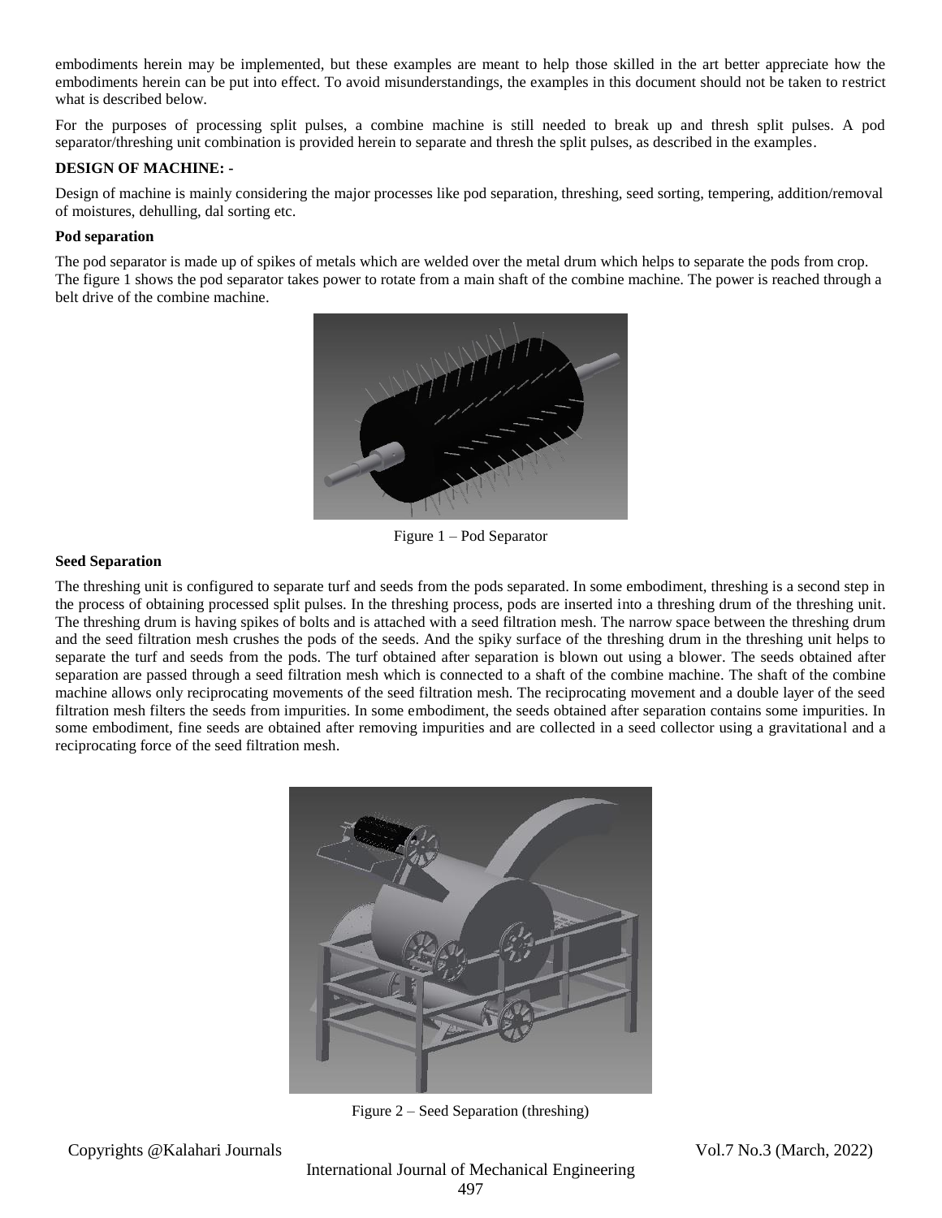embodiments herein may be implemented, but these examples are meant to help those skilled in the art better appreciate how the embodiments herein can be put into effect. To avoid misunderstandings, the examples in this document should not be taken to restrict what is described below.

For the purposes of processing split pulses, a combine machine is still needed to break up and thresh split pulses. A pod separator/threshing unit combination is provided herein to separate and thresh the split pulses, as described in the examples.

**DESIGN OF MACHINE: -**

Design of machine is mainly considering the major processes like pod separation, threshing, seed sorting, tempering, addition/removal of moistures, dehulling, dal sorting etc.

**Pod separation**

The pod separator is made up of spikes of metals which are welded over the metal drum which helps to separate the pods from crop. The figure 1 shows the pod separator takes power to rotate from a main shaft of the combine machine. The power is reached through a belt drive of the combine machine.

Figure 1 – Pod Separator

**Seed Separation**

The threshing unit is configured to separate turf and seeds from the pods separated. In some embodiment, threshing is a second step in the process of obtaining processed split pulses. In the threshing process, pods are inserted into a threshing drum of the threshing unit. The threshing drum is having spikes of bolts and is attached with a seed filtration mesh. The narrow space between the threshing drum and the seed filtration mesh crushes the pods of the seeds. And the spiky surface of the threshing drum in the threshing unit helps to separate the turf and seeds from the pods. The turf obtained after separation is blown out using a blower. The seeds obtained after separation are passed through a seed filtration mesh which is connected to a shaft of the combine machine. The shaft of the combine machine allows only reciprocating movements of the seed filtration mesh. The reciprocating movement and a double layer of the seed filtration mesh filters the seeds from impurities. In some embodiment, the seeds obtained after separation contains some impurities. In some embodiment, fine seeds are obtained after removing impurities and are collected in a seed collector using a gravitational and a reciprocating force of the seed filtration mesh.

Figure 2 – Seed Separation (threshing)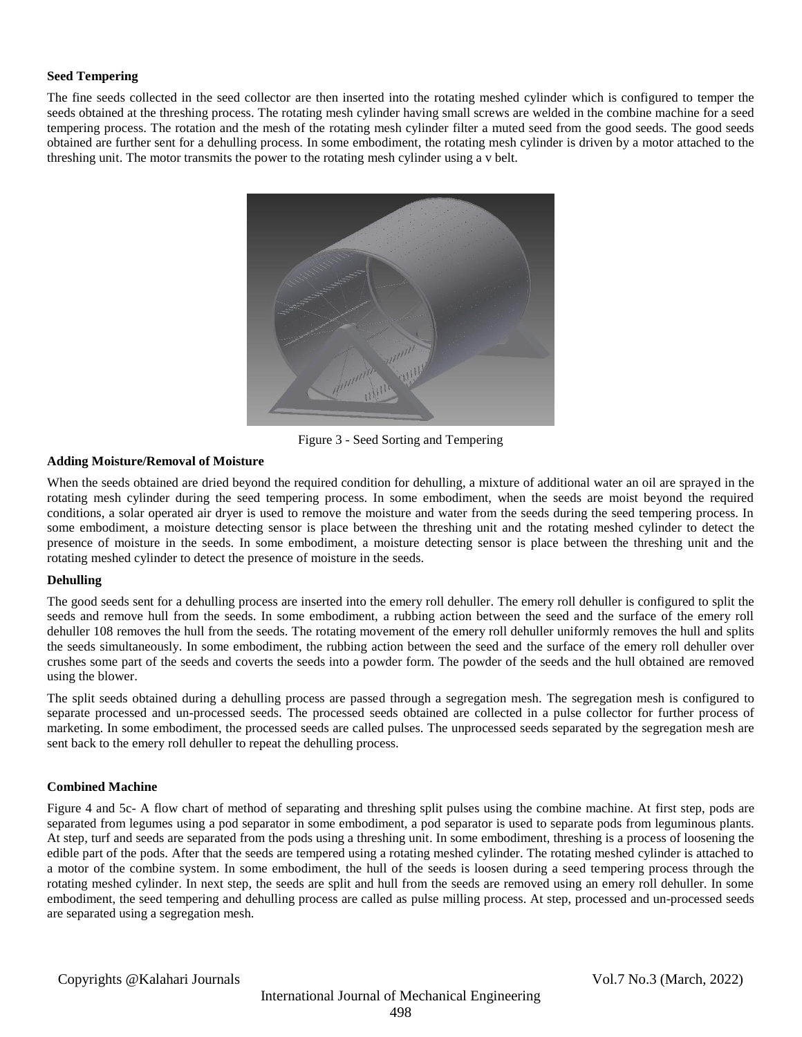**Seed Tempering**

The fine seeds collected in the seed collector are then inserted into the rotating meshed cylinder which is configured to temper the seeds obtained at the threshing process. The rotating mesh cylinder having small screws are welded in the combine machine for a seed tempering process. The rotation and the mesh of the rotating mesh cylinder filter a muted seed from the good seeds. The good seeds obtained are further sent for a dehulling process. In some embodiment, the rotating mesh cylinder is driven by a motor attached to the threshing unit. The motor transmits the power to the rotating mesh cylinder using a v belt.

Figure 3 - Seed Sorting and Tempering

**Adding Moisture/Removal of Moisture**

When the seeds obtained are dried beyond the required condition for dehulling, a mixture of additional water an oil are sprayed in the rotating mesh cylinder during the seed tempering process. In some embodiment, when the seeds are moist beyond the required conditions, a solar operated air dryer is used to remove the moisture and water from the seeds during the seed tempering process. In some embodiment, a moisture detecting sensor is place between the threshing unit and the rotating meshed cylinder to detect the presence of moisture in the seeds. In some embodiment, a moisture detecting sensor is place between the threshing unit and the rotating meshed cylinder to detect the presence of moisture in the seeds.

**Dehulling**

The good seeds sent for a dehulling process are inserted into the emery roll dehuller. The emery roll dehuller is configured to split the seeds and remove hull from the seeds. In some embodiment, a rubbing action between the seed and the surface of the emery roll dehuller 108 removes the hull from the seeds. The rotating movement of the emery roll dehuller uniformly removes the hull and splits the seeds simultaneously. In some embodiment, the rubbing action between the seed and the surface of the emery roll dehuller over crushes some part of the seeds and coverts the seeds into a powder form. The powder of the seeds and the hull obtained are removed using the blower.

The split seeds obtained during a dehulling process are passed through a segregation mesh. The segregation mesh is configured to separate processed and un-processed seeds. The processed seeds obtained are collected in a pulse collector for further process of marketing. In some embodiment, the processed seeds are called pulses. The unprocessed seeds separated by the segregation mesh are sent back to the emery roll dehuller to repeat the dehulling process.

**Combined Machine**

Figure 4 and 5c- A flow chart of method of separating and threshing split pulses using the combine machine. At first step, pods are separated from legumes using a pod separator in some embodiment, a pod separator is used to separate pods from leguminous plants. At step, turf and seeds are separated from the pods using a threshing unit. In some embodiment, threshing is a process of loosening the edible part of the pods. After that the seeds are tempered using a rotating meshed cylinder. The rotating meshed cylinder is attached to a motor of the combine system. In some embodiment, the hull of the seeds is loosen during a seed tempering process through the rotating meshed cylinder. In next step, the seeds are split and hull from the seeds are removed using an emery roll dehuller. In some embodiment, the seed tempering and dehulling process are called as pulse milling process. At step, processed and un-processed seeds are separated using a segregation mesh.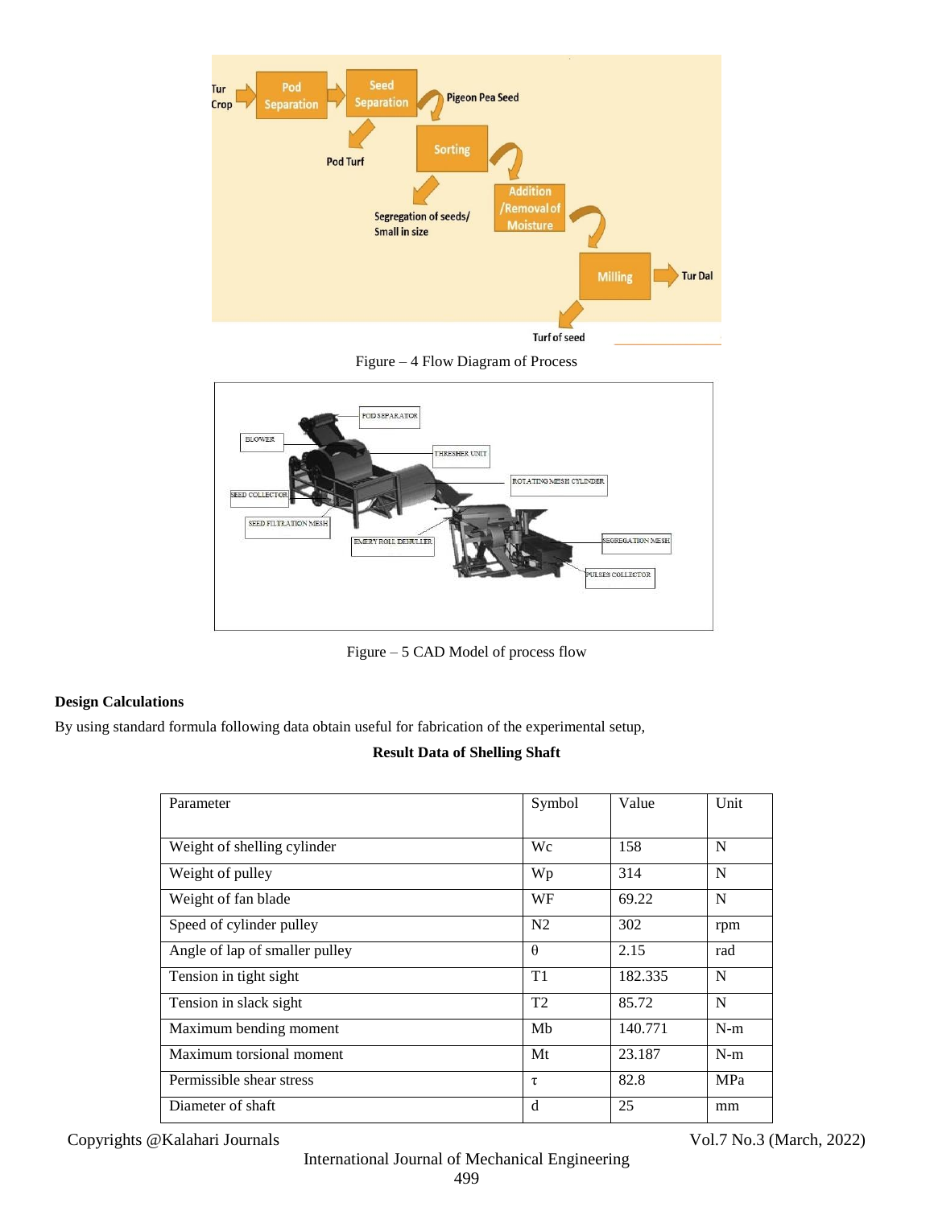Figure – 4 Flow Diagram of Process

Figure – 5 CAD Model of process flow

**Design Calculations**

By using standard formula following data obtain useful for fabrication of the experimental setup,

**Result Data of Shelling Shaft**

| Parameter | Symbol | Value | Unit |
|---|---|---|---|
| Weight of shelling cylinder | Wc | 158 | N |
| Weight of pulley | Wp | 314 | N |
| Weight of fan blade | WF | 69.22 | N |
| Speed of cylinder pulley | N2 | 302 | rpm |
| Angle of lap of smaller pulley | θ | 2.15 | rad |
| Tension in tight sight | T1 | 182.335 | N |
| Tension in slack sight | T2 | 85.72 | N |
| Maximum bending moment | Mb | 140.771 | N-m |
| Maximum torsional moment | Mt | 23.187 | N-m |
| Permissible shear stress | τ | 82.8 | MPa |
| Diameter of shaft | d | 25 | mm |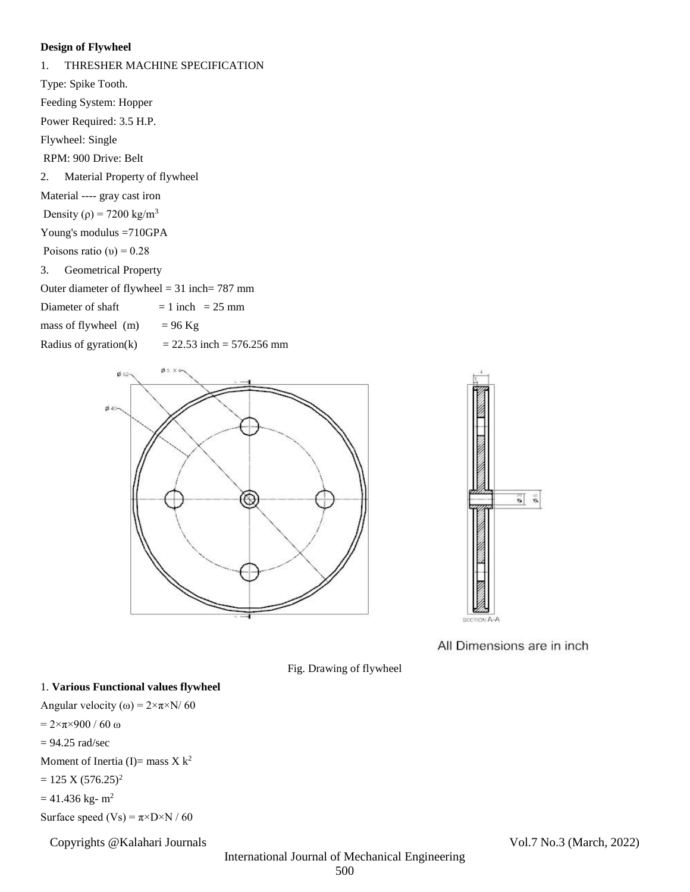**Design of Flywheel**

1. THRESHER MACHINE SPECIFICATION

Type: Spike Tooth.

Feeding System: Hopper

Power Required: 3.5 H.P.

Flywheel: Single

RPM: 900 Drive: Belt

2. Material Property of flywheel

Material ---- gray cast iron

Density ($\rho$) = 7200 kg/$m^3$

Young's modulus =710GPA

Poisons ratio ($\upsilon$) = 0.28

3. Geometrical Property

Outer diameter of flywheel = 31 inch= 787 mm

Diameter of shaft = 1 inch = 25 mm

mass of flywheel (m) = 96 Kg

Radius of gyration(k) = 22.53 inch = 576.256 mm

All Dimensions are in inch

Fig. Drawing of flywheel

1. **Various Functional values flywheel**

Angular velocity ($\omega$) = $2\times\pi\times N/ 60$

$= 2\times\pi\times 900 / 60$ $\omega$

= 94.25 rad/sec

Moment of Inertia (I)= mass X $k^2$

= 125 X $(576.25)^2$

= 41.436 kg- $m^2$

Surface speed (Vs) = $\pi\times D\times N / 60$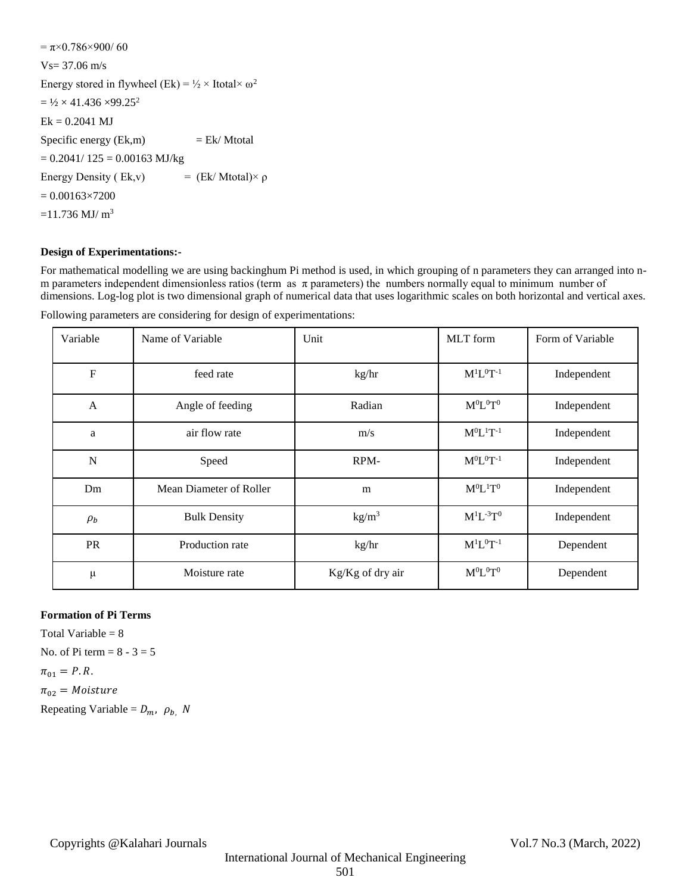$= \pi \times 0.786 \times 900 / 60$

Vs= 37.06 m/s

Energy stored in flywheel (Ek) = ½ × Itotal× $\omega^2$

$= \frac{1}{2} \times 41.436 \times 99.25^2$

Ek = 0.2041 MJ

Specific energy (Ek,m) = Ek/ Mtotal

= 0.2041/ 125 = 0.00163 MJ/kg

Energy Density ( Ek,v) = (Ek/ Mtotal)× ρ

= 0.00163×7200

=11.736 MJ/ $m^3$

**Design of Experimentations:-**

For mathematical modelling we are using backinghum Pi method is used, in which grouping of n parameters they can arranged into n-m parameters independent dimensionless ratios (term as $\pi$ parameters) the numbers normally equal to minimum number of dimensions. Log-log plot is two dimensional graph of numerical data that uses logarithmic scales on both horizontal and vertical axes.

Following parameters are considering for design of experimentations:

| Variable | Name of Variable | Unit | MLT form | Form of Variable |
|---|---|---|---|---|
| F | feed rate | kg/hr | $M^1L^0T^{-1}$ | Independent |
| A | Angle of feeding | Radian | $M^0L^0T^0$ | Independent |
| a | air flow rate | m/s | $M^0L^1T^{-1}$ | Independent |
| N | Speed | RPM- | $M^0L^0T^{-1}$ | Independent |
| Dm | Mean Diameter of Roller | m | $M^0L^1T^0$ | Independent |
| $\rho_b$ | Bulk Density | kg/m$^3$ | $M^1L^{-3}T^0$ | Independent |
| PR | Production rate | kg/hr | $M^1L^0T^{-1}$ | Dependent |
| μ | Moisture rate | Kg/Kg of dry air | $M^0L^0T^0$ | Dependent |

**Formation of Pi Terms**

Total Variable = 8

No. of Pi term = 8 - 3 = 5

$\pi_{01} = P.R.$

$\pi_{02} = Moisture$

Repeating Variable = $D_m,\ \rho_{b,}\ N$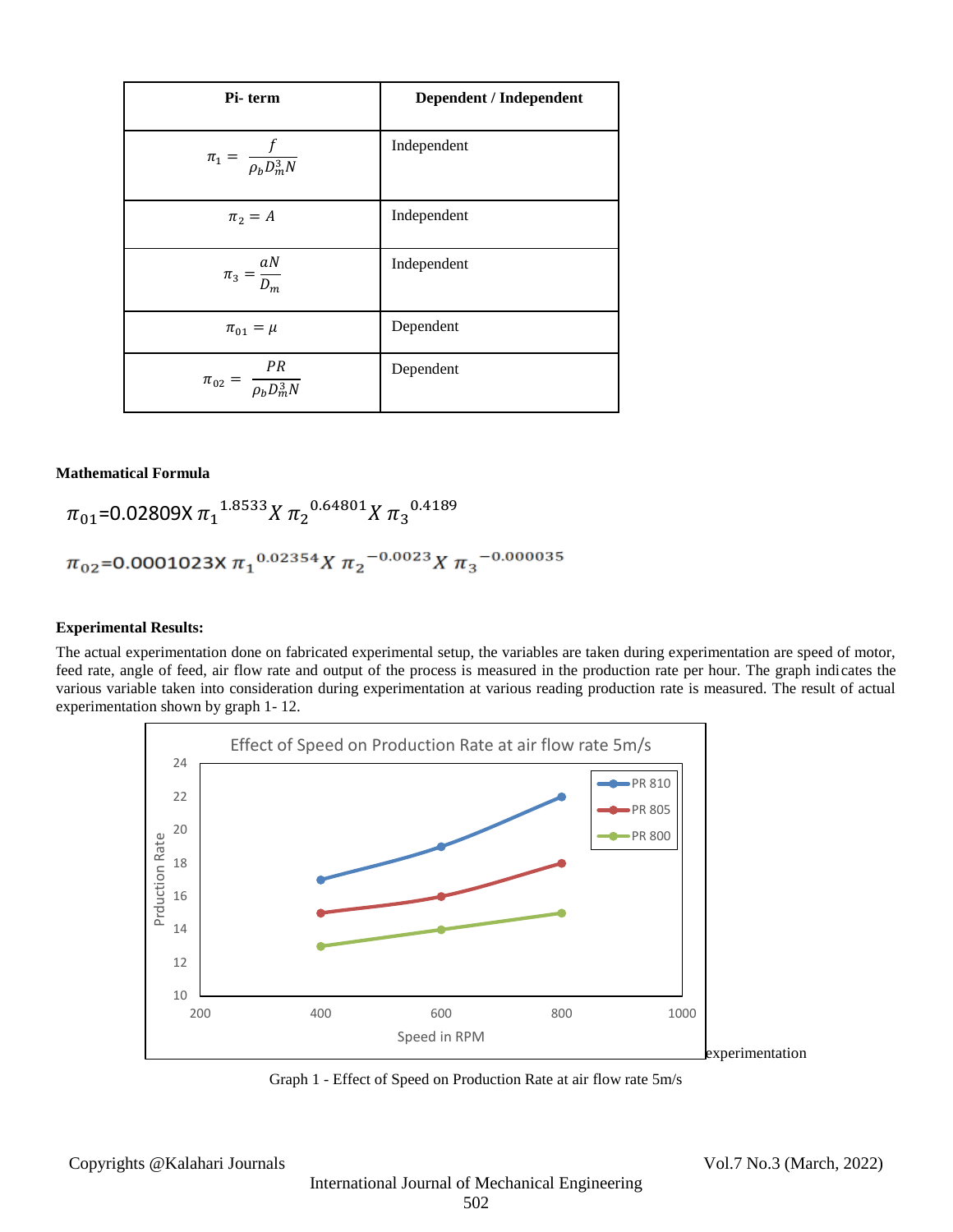| Pi- term | Dependent / Independent |
|---|---|
| $\pi_1 = \dfrac{f}{\rho_b D_m^3 N}$ | Independent |
| $\pi_2 = A$ | Independent |
| $\pi_3 = \dfrac{aN}{D_m}$ | Independent |
| $\pi_{01} = \mu$ | Dependent |
| $\pi_{02} = \dfrac{PR}{\rho_b D_m^3 N}$ | Dependent |

**Mathematical Formula**

$$\pi_{01}=0.02809 X \, \pi_1^{\,1.8533} X \, \pi_2^{\,0.64801} X \, \pi_3^{\,0.4189}$$

$$\pi_{02}=0.0001023 X \, \pi_1^{\,0.02354} X \, \pi_2^{\,-0.0023} X \, \pi_3^{\,-0.000035}$$

**Experimental Results:**

The actual experimentation done on fabricated experimental setup, the variables are taken during experimentation are speed of motor, feed rate, angle of feed, air flow rate and output of the process is measured in the production rate per hour. The graph indicates the various variable taken into consideration during experimentation at various reading production rate is measured. The result of actual experimentation shown by graph 1- 12.

Effect of Speed on Production Rate at air flow rate 5m/s

| Speed in RPM | PR 810 | PR 805 | PR 800 |
|---|---|---|---|
| 400 | 17 | 15 | 13 |
| 600 | 19 | 16 | 14 |
| 800 | 22 | 18 | 15 |

experimentation

Graph 1 - Effect of Speed on Production Rate at air flow rate 5m/s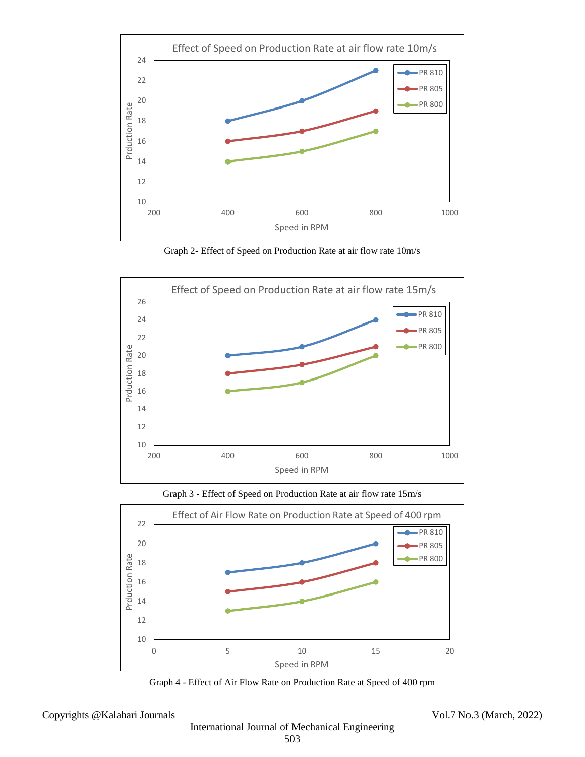Graph 2- Effect of Speed on Production Rate at air flow rate 10m/s

Graph 3 - Effect of Speed on Production Rate at air flow rate 15m/s

Graph 4 - Effect of Air Flow Rate on Production Rate at Speed of 400 rpm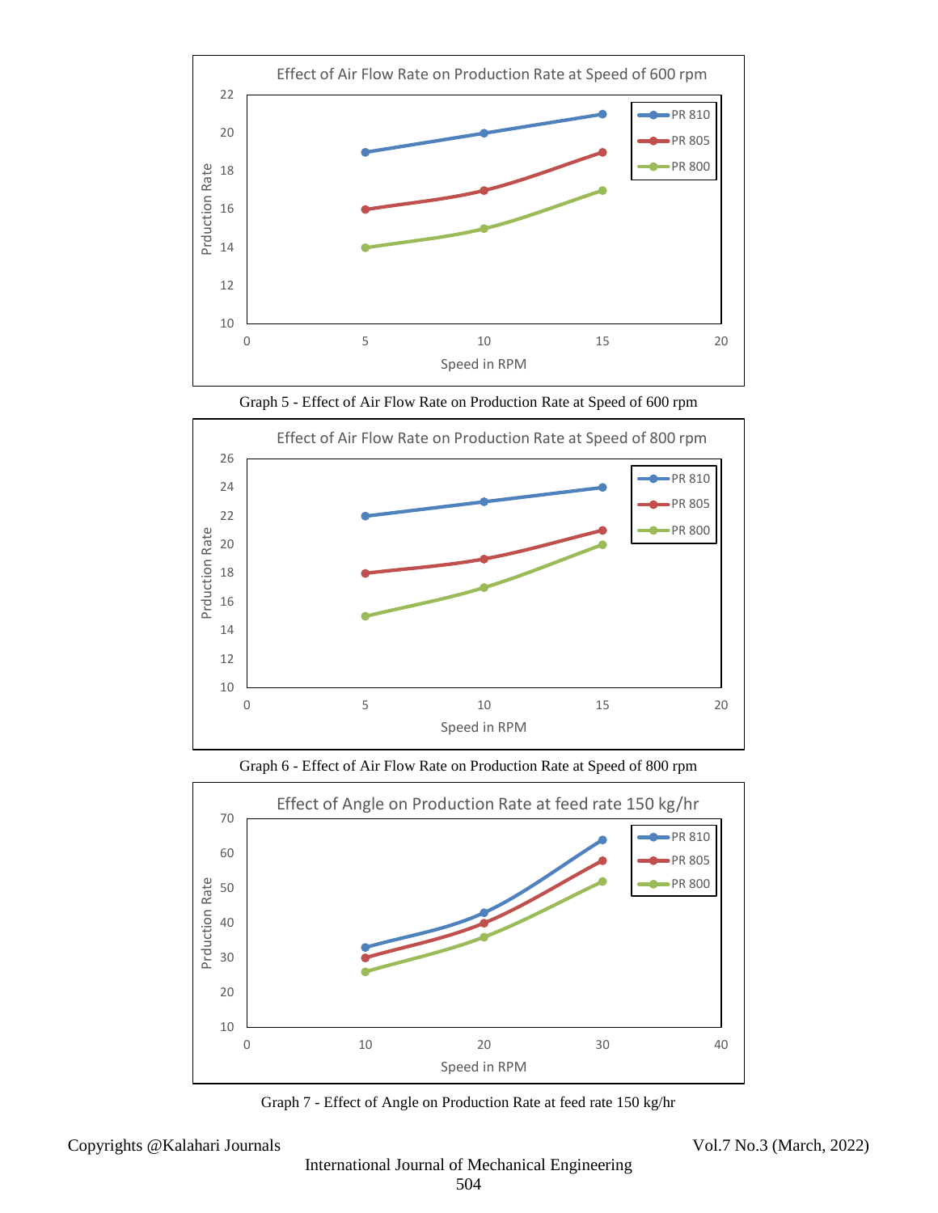Graph 5 - Effect of Air Flow Rate on Production Rate at Speed of 600 rpm

Graph 6 - Effect of Air Flow Rate on Production Rate at Speed of 800 rpm

Graph 7 - Effect of Angle on Production Rate at feed rate 150 kg/hr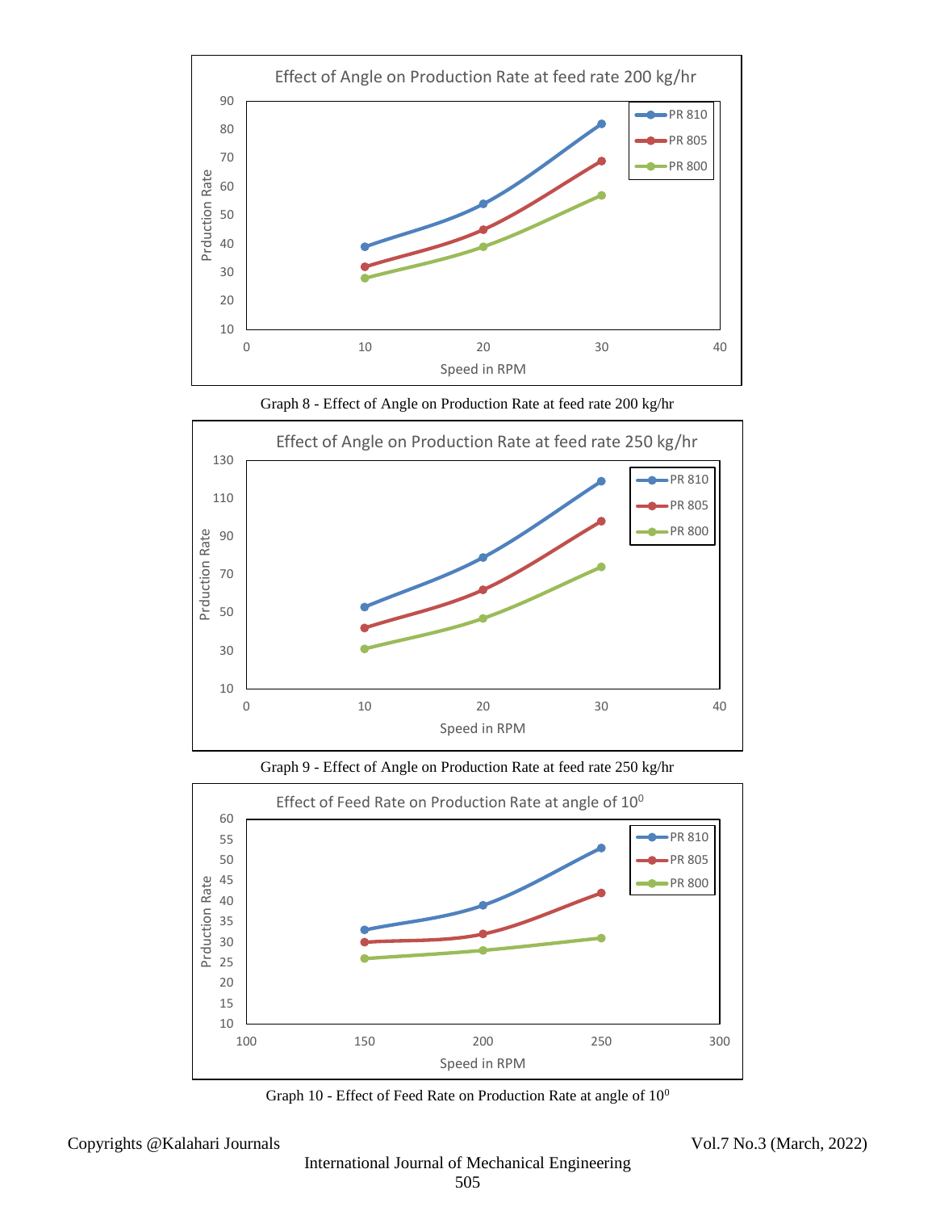Graph 8 - Effect of Angle on Production Rate at feed rate 200 kg/hr

Graph 9 - Effect of Angle on Production Rate at feed rate 250 kg/hr

Graph 10 - Effect of Feed Rate on Production Rate at angle of $10^0$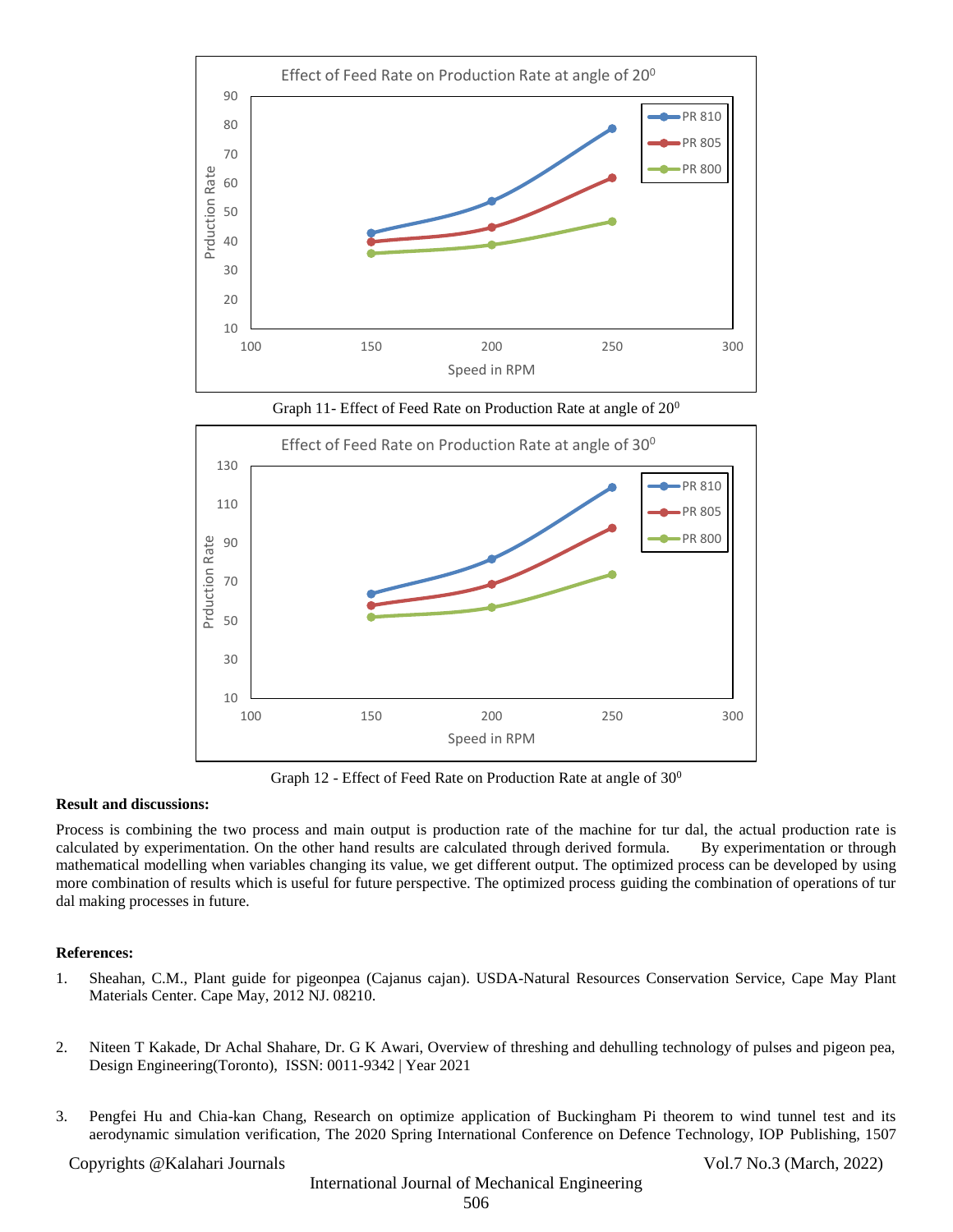Graph 11- Effect of Feed Rate on Production Rate at angle of $20^0$

Graph 12 - Effect of Feed Rate on Production Rate at angle of $30^0$

**Result and discussions:**

Process is combining the two process and main output is production rate of the machine for tur dal, the actual production rate is calculated by experimentation. On the other hand results are calculated through derived formula. By experimentation or through mathematical modelling when variables changing its value, we get different output. The optimized process can be developed by using more combination of results which is useful for future perspective. The optimized process guiding the combination of operations of tur dal making processes in future.

**References:**

1. Sheahan, C.M., Plant guide for pigeonpea (Cajanus cajan). USDA-Natural Resources Conservation Service, Cape May Plant Materials Center. Cape May, 2012 NJ. 08210.

2. Niteen T Kakade, Dr Achal Shahare, Dr. G K Awari, Overview of threshing and dehulling technology of pulses and pigeon pea, Design Engineering(Toronto), ISSN: 0011-9342 | Year 2021

3. Pengfei Hu and Chia-kan Chang, Research on optimize application of Buckingham Pi theorem to wind tunnel test and its aerodynamic simulation verification, The 2020 Spring International Conference on Defence Technology, IOP Publishing, 1507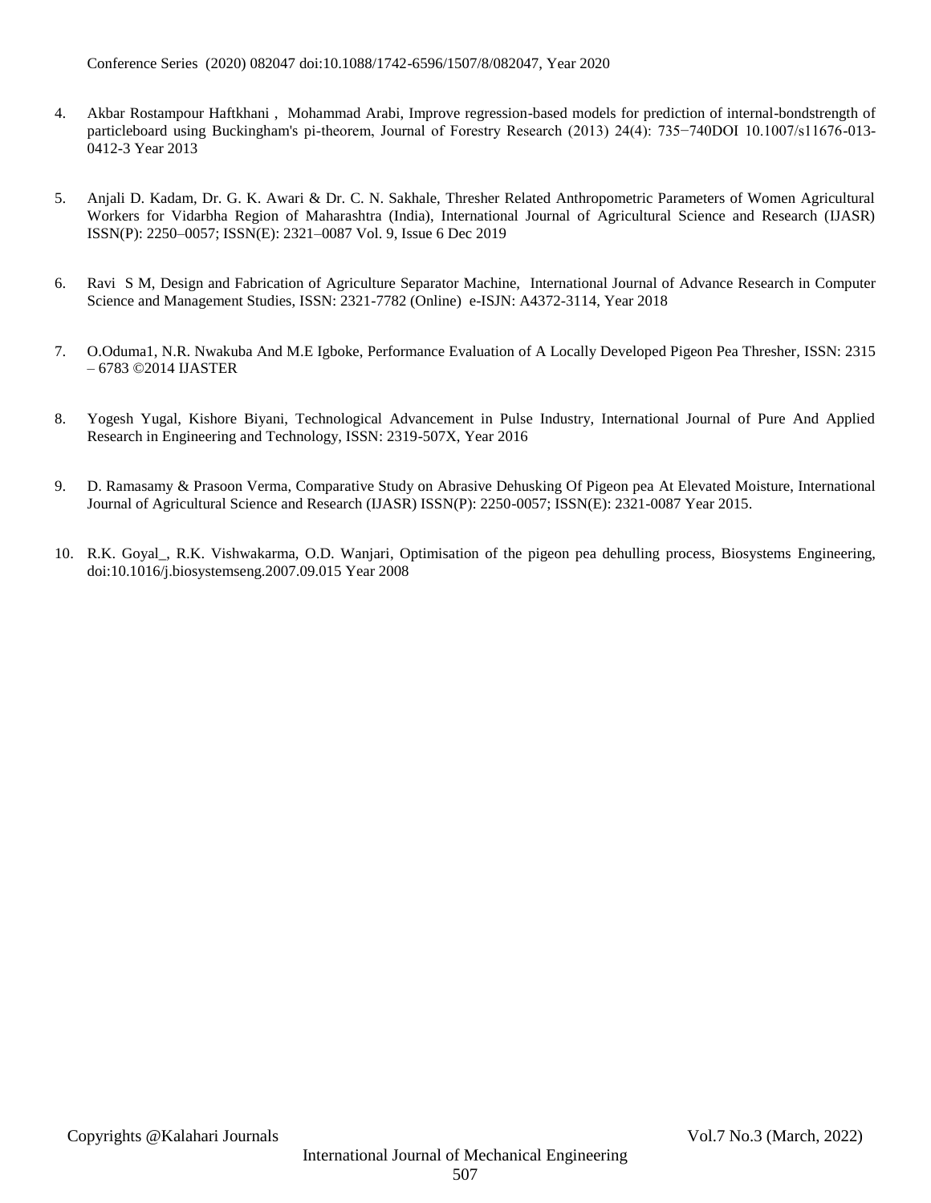Conference Series (2020) 082047 doi:10.1088/1742-6596/1507/8/082047, Year 2020

4. Akbar Rostampour Haftkhani , Mohammad Arabi, Improve regression-based models for prediction of internal-bondstrength of particleboard using Buckingham's pi-theorem, Journal of Forestry Research (2013) 24(4): 735−740DOI 10.1007/s11676-013-0412-3 Year 2013

5. Anjali D. Kadam, Dr. G. K. Awari & Dr. C. N. Sakhale, Thresher Related Anthropometric Parameters of Women Agricultural Workers for Vidarbha Region of Maharashtra (India), International Journal of Agricultural Science and Research (IJASR) ISSN(P): 2250–0057; ISSN(E): 2321–0087 Vol. 9, Issue 6 Dec 2019

6. Ravi S M, Design and Fabrication of Agriculture Separator Machine, International Journal of Advance Research in Computer Science and Management Studies, ISSN: 2321-7782 (Online) e-ISJN: A4372-3114, Year 2018

7. O.Oduma1, N.R. Nwakuba And M.E Igboke, Performance Evaluation of A Locally Developed Pigeon Pea Thresher, ISSN: 2315 – 6783 ©2014 IJASTER

8. Yogesh Yugal, Kishore Biyani, Technological Advancement in Pulse Industry, International Journal of Pure And Applied Research in Engineering and Technology, ISSN: 2319-507X, Year 2016

9. D. Ramasamy & Prasoon Verma, Comparative Study on Abrasive Dehusking Of Pigeon pea At Elevated Moisture, International Journal of Agricultural Science and Research (IJASR) ISSN(P): 2250-0057; ISSN(E): 2321-0087 Year 2015.

10. R.K. Goyal_, R.K. Vishwakarma, O.D. Wanjari, Optimisation of the pigeon pea dehulling process, Biosystems Engineering, doi:10.1016/j.biosystemseng.2007.09.015 Year 2008